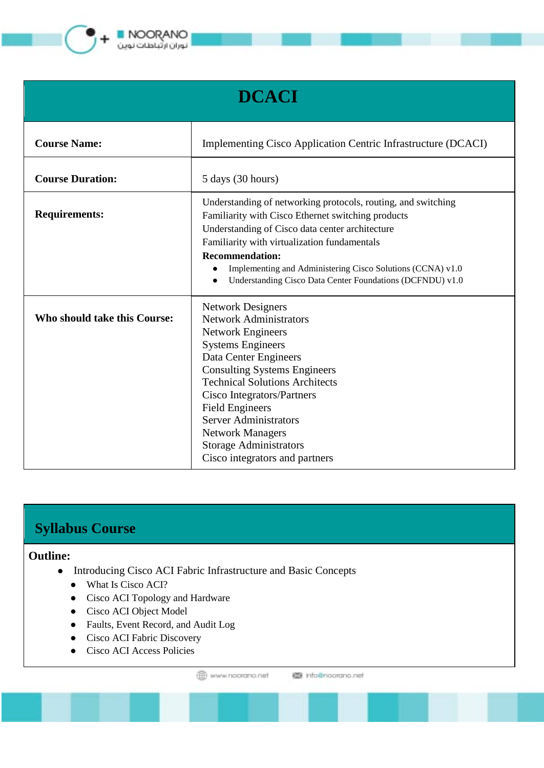# DCACI

| | |
|---|---|
| **Course Name:** | Implementing Cisco Application Centric Infrastructure (DCACI) |
| **Course Duration:** | 5 days (30 hours) |
| **Requirements:** | Understanding of networking protocols, routing, and switching<br>Familiarity with Cisco Ethernet switching products<br>Understanding of Cisco data center architecture<br>Familiarity with virtualization fundamentals<br>**Recommendation:**<br>• Implementing and Administering Cisco Solutions (CCNA) v1.0<br>• Understanding Cisco Data Center Foundations (DCFNDU) v1.0 |
| **Who should take this Course:** | Network Designers<br>Network Administrators<br>Network Engineers<br>Systems Engineers<br>Data Center Engineers<br>Consulting Systems Engineers<br>Technical Solutions Architects<br>Cisco Integrators/Partners<br>Field Engineers<br>Server Administrators<br>Network Managers<br>Storage Administrators<br>Cisco integrators and partners |

## Syllabus Course

**Outline:**

- Introducing Cisco ACI Fabric Infrastructure and Basic Concepts
  - What Is Cisco ACI?
  - Cisco ACI Topology and Hardware
  - Cisco ACI Object Model
  - Faults, Event Record, and Audit Log
  - Cisco ACI Fabric Discovery
  - Cisco ACI Access Policies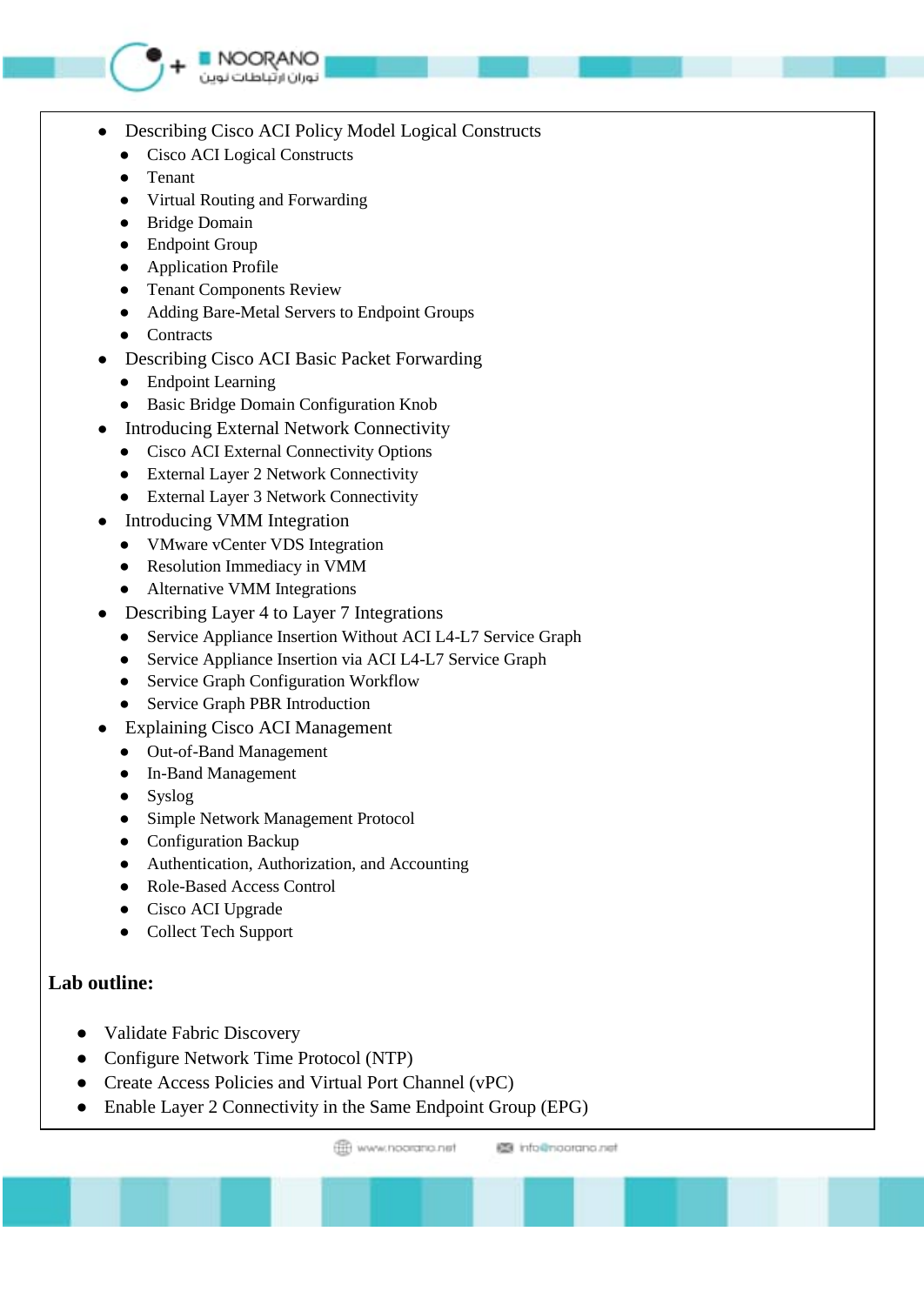- Describing Cisco ACI Policy Model Logical Constructs
  - Cisco ACI Logical Constructs
  - Tenant
  - Virtual Routing and Forwarding
  - Bridge Domain
  - Endpoint Group
  - Application Profile
  - Tenant Components Review
  - Adding Bare-Metal Servers to Endpoint Groups
  - Contracts
- Describing Cisco ACI Basic Packet Forwarding
  - Endpoint Learning
  - Basic Bridge Domain Configuration Knob
- Introducing External Network Connectivity
  - Cisco ACI External Connectivity Options
  - External Layer 2 Network Connectivity
  - External Layer 3 Network Connectivity
- Introducing VMM Integration
  - VMware vCenter VDS Integration
  - Resolution Immediacy in VMM
  - Alternative VMM Integrations
- Describing Layer 4 to Layer 7 Integrations
  - Service Appliance Insertion Without ACI L4-L7 Service Graph
  - Service Appliance Insertion via ACI L4-L7 Service Graph
  - Service Graph Configuration Workflow
  - Service Graph PBR Introduction
- Explaining Cisco ACI Management
  - Out-of-Band Management
  - In-Band Management
  - Syslog
  - Simple Network Management Protocol
  - Configuration Backup
  - Authentication, Authorization, and Accounting
  - Role-Based Access Control
  - Cisco ACI Upgrade
  - Collect Tech Support

**Lab outline:**

- Validate Fabric Discovery
- Configure Network Time Protocol (NTP)
- Create Access Policies and Virtual Port Channel (vPC)
- Enable Layer 2 Connectivity in the Same Endpoint Group (EPG)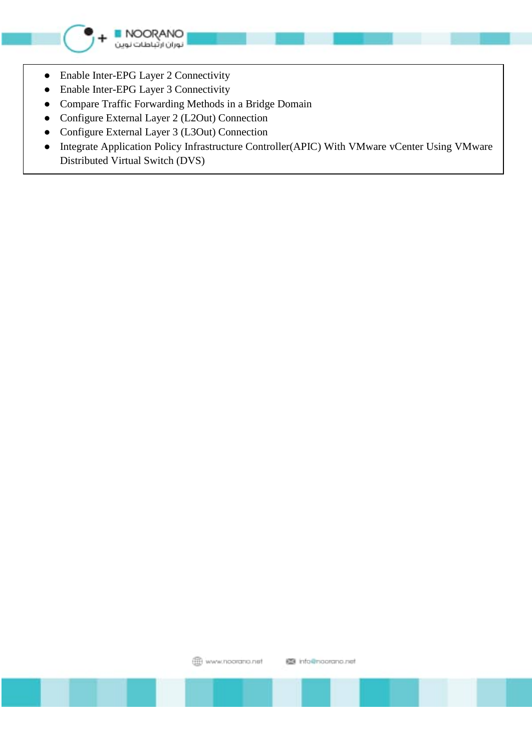- Enable Inter-EPG Layer 2 Connectivity
- Enable Inter-EPG Layer 3 Connectivity
- Compare Traffic Forwarding Methods in a Bridge Domain
- Configure External Layer 2 (L2Out) Connection
- Configure External Layer 3 (L3Out) Connection
- Integrate Application Policy Infrastructure Controller(APIC) With VMware vCenter Using VMware Distributed Virtual Switch (DVS)